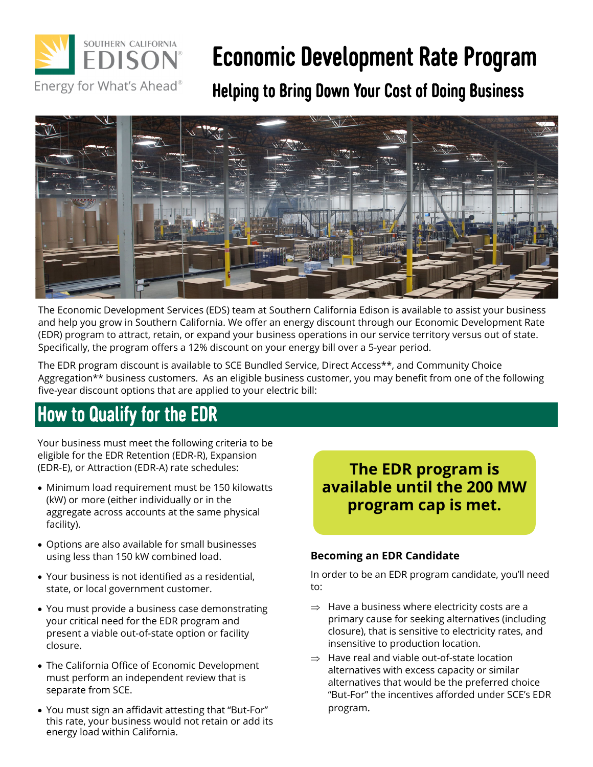SOUTHERN CALIFORNIA EDISON

Energy for What's Ahead®

# Economic Development Rate Program

## Helping to Bring Down Your Cost of Doing Business

The Economic Development Services (EDS) team at Southern California Edison is available to assist your business and help you grow in Southern California. We offer an energy discount through our Economic Development Rate (EDR) program to attract, retain, or expand your business operations in our service territory versus out of state. Specifically, the program offers a 12% discount on your energy bill over a 5-year period.

The EDR program discount is available to SCE Bundled Service, Direct Access**, and Community Choice Aggregation** business customers. As an eligible business customer, you may benefit from one of the following five-year discount options that are applied to your electric bill:

## How to Qualify for the EDR

Your business must meet the following criteria to be eligible for the EDR Retention (EDR-R), Expansion (EDR-E), or Attraction (EDR-A) rate schedules:

- Minimum load requirement must be 150 kilowatts (kW) or more (either individually or in the aggregate across accounts at the same physical facility).
- Options are also available for small businesses using less than 150 kW combined load.
- Your business is not identified as a residential, state, or local government customer.
- You must provide a business case demonstrating your critical need for the EDR program and present a viable out-of-state option or facility closure.
- The California Office of Economic Development must perform an independent review that is separate from SCE.
- You must sign an affidavit attesting that "But-For" this rate, your business would not retain or add its energy load within California.

**The EDR program is available until the 200 MW program cap is met.**

### Becoming an EDR Candidate

In order to be an EDR program candidate, you'll need to:

⇒ Have a business where electricity costs are a primary cause for seeking alternatives (including closure), that is sensitive to electricity rates, and insensitive to production location.

⇒ Have real and viable out-of-state location alternatives with excess capacity or similar alternatives that would be the preferred choice "But-For" the incentives afforded under SCE's EDR program.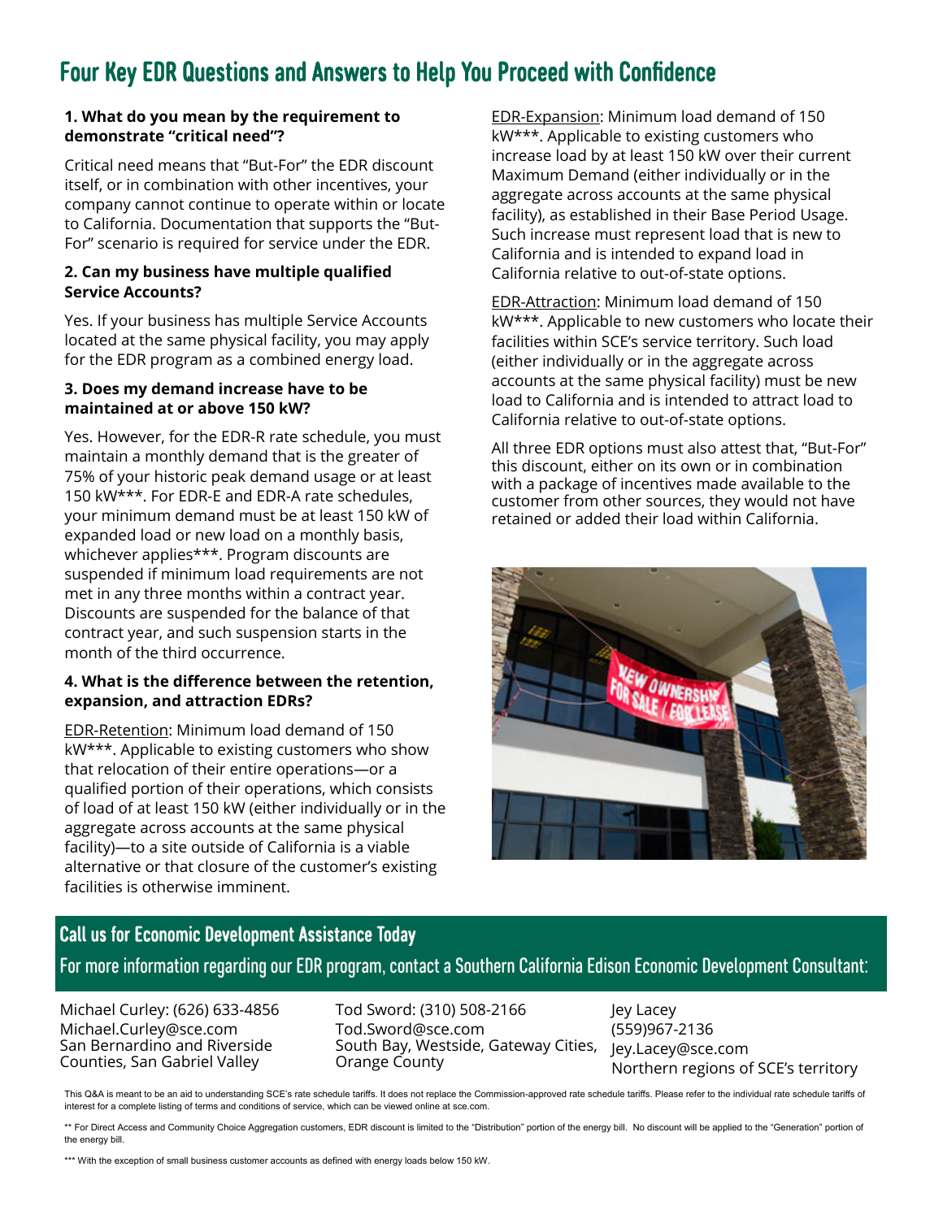# Four Key EDR Questions and Answers to Help You Proceed with Confidence

**1. What do you mean by the requirement to demonstrate "critical need"?**

Critical need means that "But-For" the EDR discount itself, or in combination with other incentives, your company cannot continue to operate within or locate to California. Documentation that supports the "But-For" scenario is required for service under the EDR.

**2. Can my business have multiple qualified Service Accounts?**

Yes. If your business has multiple Service Accounts located at the same physical facility, you may apply for the EDR program as a combined energy load.

**3. Does my demand increase have to be maintained at or above 150 kW?**

Yes. However, for the EDR-R rate schedule, you must maintain a monthly demand that is the greater of 75% of your historic peak demand usage or at least 150 kW***. For EDR-E and EDR-A rate schedules, your minimum demand must be at least 150 kW of expanded load or new load on a monthly basis, whichever applies***. Program discounts are suspended if minimum load requirements are not met in any three months within a contract year. Discounts are suspended for the balance of that contract year, and such suspension starts in the month of the third occurrence.

**4. What is the difference between the retention, expansion, and attraction EDRs?**

EDR-Retention: Minimum load demand of 150 kW***. Applicable to existing customers who show that relocation of their entire operations—or a qualified portion of their operations, which consists of load of at least 150 kW (either individually or in the aggregate across accounts at the same physical facility)—to a site outside of California is a viable alternative or that closure of the customer's existing facilities is otherwise imminent.

EDR-Expansion: Minimum load demand of 150 kW***. Applicable to existing customers who increase load by at least 150 kW over their current Maximum Demand (either individually or in the aggregate across accounts at the same physical facility), as established in their Base Period Usage. Such increase must represent load that is new to California and is intended to expand load in California relative to out-of-state options.

EDR-Attraction: Minimum load demand of 150 kW***. Applicable to new customers who locate their facilities within SCE's service territory. Such load (either individually or in the aggregate across accounts at the same physical facility) must be new load to California and is intended to attract load to California relative to out-of-state options.

All three EDR options must also attest that, "But-For" this discount, either on its own or in combination with a package of incentives made available to the customer from other sources, they would not have retained or added their load within California.

## Call us for Economic Development Assistance Today

For more information regarding our EDR program, contact a Southern California Edison Economic Development Consultant:

Michael Curley: (626) 633-4856
Michael.Curley@sce.com
San Bernardino and Riverside Counties, San Gabriel Valley

Tod Sword: (310) 508-2166
Tod.Sword@sce.com
South Bay, Westside, Gateway Cities, Orange County

Jey Lacey
(559)967-2136
Jey.Lacey@sce.com
Northern regions of SCE's territory

This Q&A is meant to be an aid to understanding SCE's rate schedule tariffs. It does not replace the Commission-approved rate schedule tariffs. Please refer to the individual rate schedule tariffs of interest for a complete listing of terms and conditions of service, which can be viewed online at sce.com.

** For Direct Access and Community Choice Aggregation customers, EDR discount is limited to the "Distribution" portion of the energy bill. No discount will be applied to the "Generation" portion of the energy bill.

*** With the exception of small business customer accounts as defined with energy loads below 150 kW.